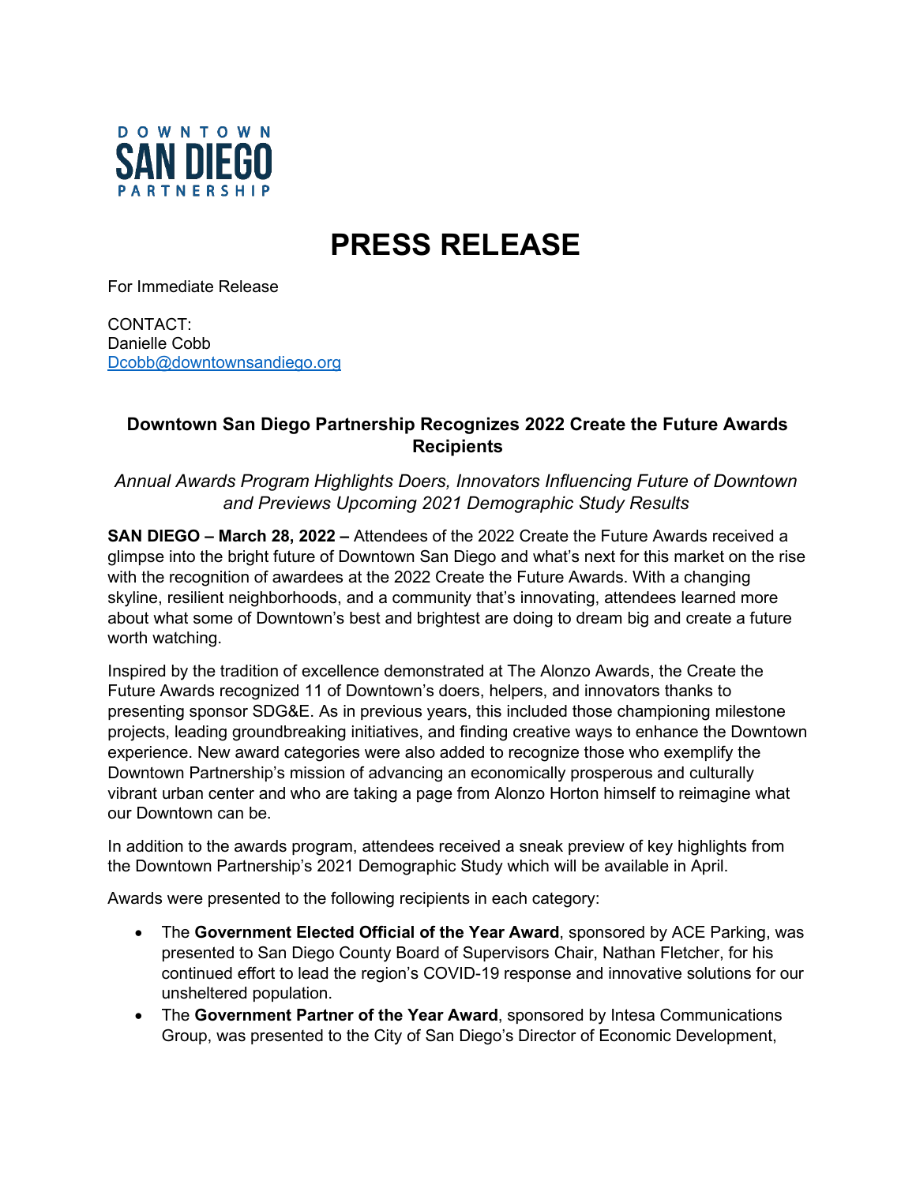DOWNTOWN SAN DIEGO PARTNERSHIP

# PRESS RELEASE

For Immediate Release

CONTACT:
Danielle Cobb
Dcobb@downtownsandiego.org

**Downtown San Diego Partnership Recognizes 2022 Create the Future Awards Recipients**

*Annual Awards Program Highlights Doers, Innovators Influencing Future of Downtown and Previews Upcoming 2021 Demographic Study Results*

**SAN DIEGO – March 28, 2022 –** Attendees of the 2022 Create the Future Awards received a glimpse into the bright future of Downtown San Diego and what's next for this market on the rise with the recognition of awardees at the 2022 Create the Future Awards. With a changing skyline, resilient neighborhoods, and a community that's innovating, attendees learned more about what some of Downtown's best and brightest are doing to dream big and create a future worth watching.

Inspired by the tradition of excellence demonstrated at The Alonzo Awards, the Create the Future Awards recognized 11 of Downtown's doers, helpers, and innovators thanks to presenting sponsor SDG&E. As in previous years, this included those championing milestone projects, leading groundbreaking initiatives, and finding creative ways to enhance the Downtown experience. New award categories were also added to recognize those who exemplify the Downtown Partnership's mission of advancing an economically prosperous and culturally vibrant urban center and who are taking a page from Alonzo Horton himself to reimagine what our Downtown can be.

In addition to the awards program, attendees received a sneak preview of key highlights from the Downtown Partnership's 2021 Demographic Study which will be available in April.

Awards were presented to the following recipients in each category:

- The **Government Elected Official of the Year Award**, sponsored by ACE Parking, was presented to San Diego County Board of Supervisors Chair, Nathan Fletcher, for his continued effort to lead the region's COVID-19 response and innovative solutions for our unsheltered population.
- The **Government Partner of the Year Award**, sponsored by Intesa Communications Group, was presented to the City of San Diego's Director of Economic Development,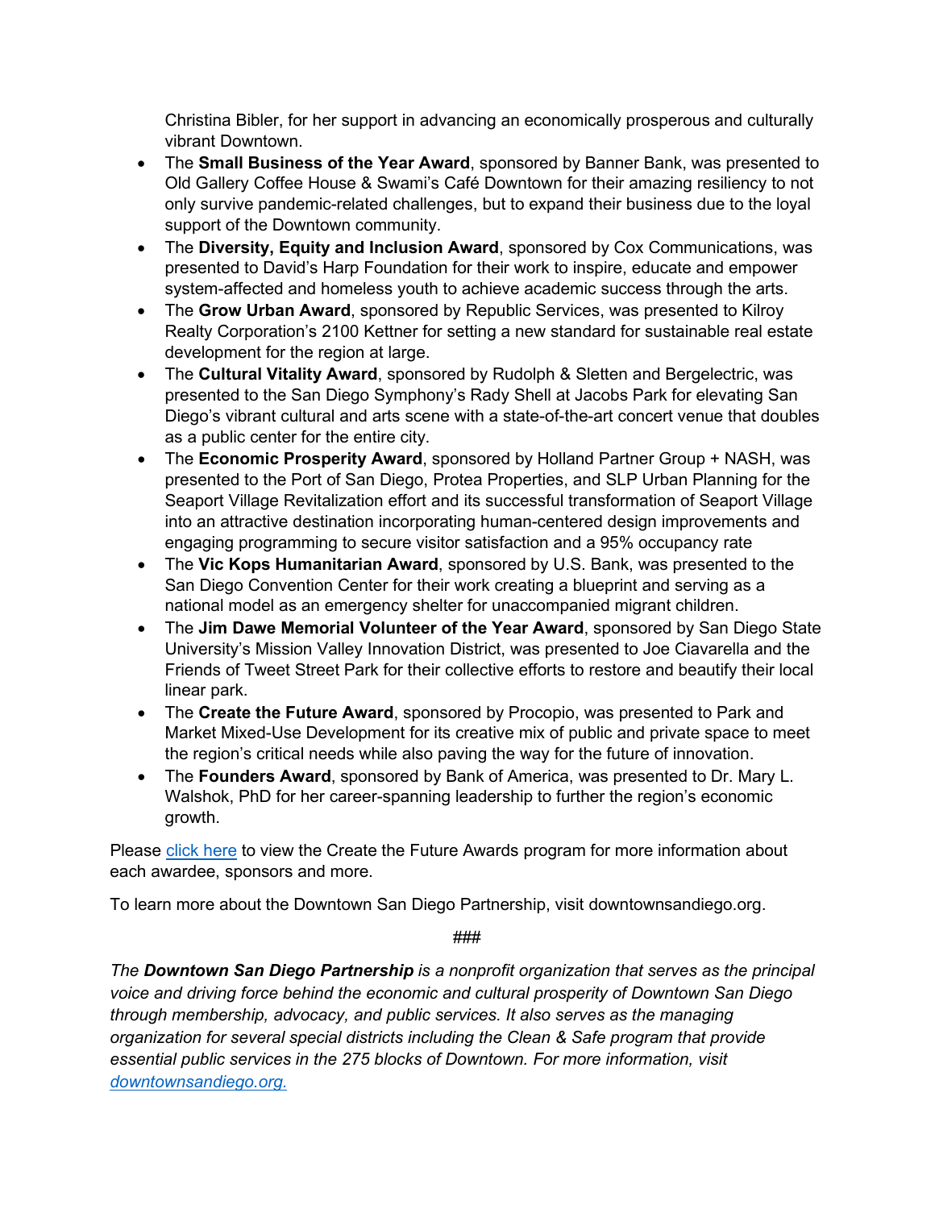Christina Bibler, for her support in advancing an economically prosperous and culturally vibrant Downtown.

- The **Small Business of the Year Award**, sponsored by Banner Bank, was presented to Old Gallery Coffee House & Swami's Café Downtown for their amazing resiliency to not only survive pandemic-related challenges, but to expand their business due to the loyal support of the Downtown community.
- The **Diversity, Equity and Inclusion Award**, sponsored by Cox Communications, was presented to David's Harp Foundation for their work to inspire, educate and empower system-affected and homeless youth to achieve academic success through the arts.
- The **Grow Urban Award**, sponsored by Republic Services, was presented to Kilroy Realty Corporation's 2100 Kettner for setting a new standard for sustainable real estate development for the region at large.
- The **Cultural Vitality Award**, sponsored by Rudolph & Sletten and Bergelectric, was presented to the San Diego Symphony's Rady Shell at Jacobs Park for elevating San Diego's vibrant cultural and arts scene with a state-of-the-art concert venue that doubles as a public center for the entire city.
- The **Economic Prosperity Award**, sponsored by Holland Partner Group + NASH, was presented to the Port of San Diego, Protea Properties, and SLP Urban Planning for the Seaport Village Revitalization effort and its successful transformation of Seaport Village into an attractive destination incorporating human-centered design improvements and engaging programming to secure visitor satisfaction and a 95% occupancy rate
- The **Vic Kops Humanitarian Award**, sponsored by U.S. Bank, was presented to the San Diego Convention Center for their work creating a blueprint and serving as a national model as an emergency shelter for unaccompanied migrant children.
- The **Jim Dawe Memorial Volunteer of the Year Award**, sponsored by San Diego State University's Mission Valley Innovation District, was presented to Joe Ciavarella and the Friends of Tweet Street Park for their collective efforts to restore and beautify their local linear park.
- The **Create the Future Award**, sponsored by Procopio, was presented to Park and Market Mixed-Use Development for its creative mix of public and private space to meet the region's critical needs while also paving the way for the future of innovation.
- The **Founders Award**, sponsored by Bank of America, was presented to Dr. Mary L. Walshok, PhD for her career-spanning leadership to further the region's economic growth.

Please click here to view the Create the Future Awards program for more information about each awardee, sponsors and more.

To learn more about the Downtown San Diego Partnership, visit downtownsandiego.org.

###

*The **Downtown San Diego Partnership** is a nonprofit organization that serves as the principal voice and driving force behind the economic and cultural prosperity of Downtown San Diego through membership, advocacy, and public services. It also serves as the managing organization for several special districts including the Clean & Safe program that provide essential public services in the 275 blocks of Downtown. For more information, visit downtownsandiego.org.*